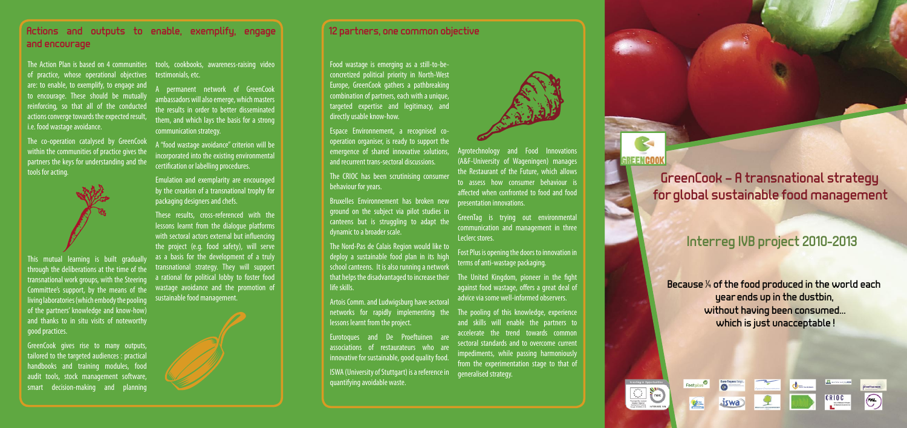## Actions and outputs to enable, exemplify, engage and encourage

The Action Plan is based on 4 communities of practice, whose operational objectives are: to enable, to exemplify, to engage and to encourage. These should be mutually reinforcing, so that all of the conducted actions converge towards the expected result, i.e. food wastage avoidance.

The co-operation catalysed by GreenCook within the communities of practice gives the partners the keys for understanding and the tools for acting.

This mutual learning is built gradually through the deliberations at the time of the transnational work groups, with the Steering Committee's support, by the means of the living laboratories (which embody the pooling of the partners' knowledge and know-how) and thanks to in situ visits of noteworthy good practices.

GreenCook gives rise to many outputs, tailored to the targeted audiences : practical handbooks and training modules, food audit tools, stock management software, smart decision-making and planning tools, cookbooks, awareness-raising video testimonials, etc.

A permanent network of GreenCook ambassadors will also emerge, which masters the results in order to better disseminated them, and which lays the basis for a strong communication strategy.

A "food wastage avoidance" criterion will be incorporated into the existing environmental certification or labelling procedures.

Emulation and exemplarity are encouraged by the creation of a transnational trophy for packaging designers and chefs.

These results, cross-referenced with the lessons learnt from the dialogue platforms with sectoral actors external but influencing the project (e.g. food safety), will serve as a basis for the development of a truly transnational strategy. They will support a rational for political lobby to foster food wastage avoidance and the promotion of sustainable food management.

## 12 partners, one common objective

Food wastage is emerging as a still-to-be-concretized political priority in North-West Europe, GreenCook gathers a pathbreaking combination of partners, each with a unique, targeted expertise and legitimacy, and directly usable know-how.

Espace Environnement, a recognised co-operation organiser, is ready to support the emergence of shared innovative solutions, and recurrent trans-sectoral discussions.

The CRIOC has been scrutinising consumer behaviour for years.

Bruxelles Environnement has broken new ground on the subject via pilot studies in canteens but is struggling to adapt the dynamic to a broader scale.

The Nord-Pas de Calais Region would like to deploy a sustainable food plan in its high school canteens. It is also running a network that helps the disadvantaged to increase their life skills.

Artois Comm. and Ludwigsburg have sectoral networks for rapidly implementing the lessons learnt from the project.

Eurotoques and De Proeftuinen are associations of restaurateurs who are innovative for sustainable, good quality food.

ISWA (University of Stuttgart) is a reference in quantifying avoidable waste.

Agrotechnology and Food Innovations (A&F-University of Wageningen) manages the Restaurant of the Future, which allows to assess how consumer behaviour is affected when confronted to food and food presentation innovations.

GreenTag is trying out environmental communication and management in three Leclerc stores.

Fost Plus is opening the doors to innovation in terms of anti-wastage packaging.

The United Kingdom, pioneer in the fight against food wastage, offers a great deal of advice via some well-informed observers.

The pooling of this knowledge, experience and skills will enable the partners to accelerate the trend towards common sectoral standards and to overcome current impediments, while passing harmoniously from the experimentation stage to that of generalised strategy.

GREENCOOK

# GreenCook – A transnational strategy for global sustainable food management

## Interreg IVB project 2010-2013

**Because ¼ of the food produced in the world each year ends up in the dustbin, without having been consumed... which is just unacceptable !**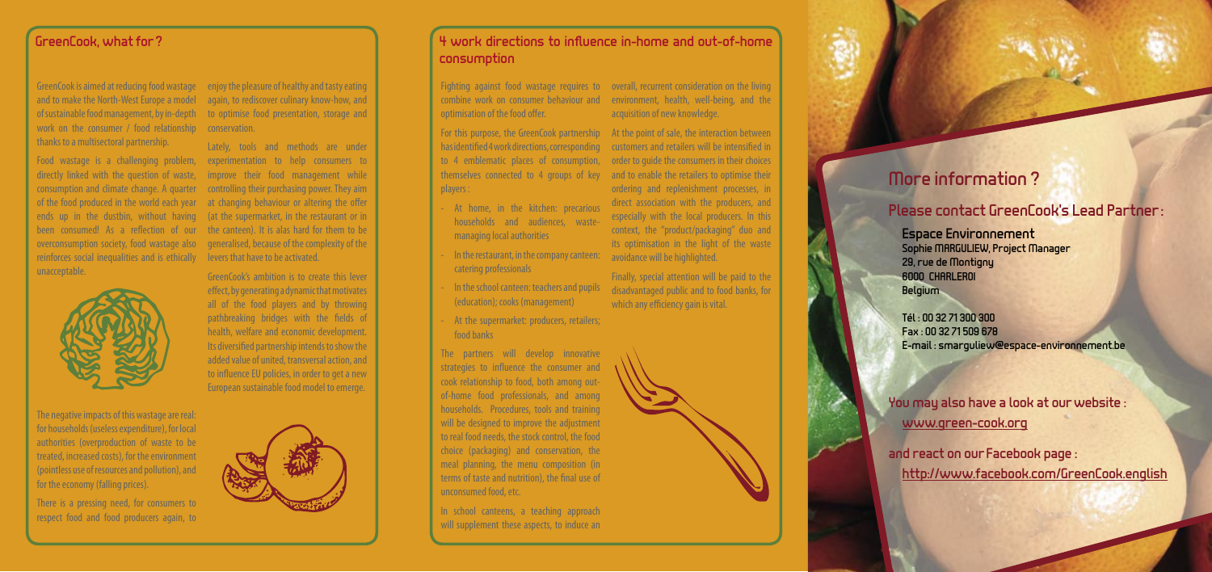## GreenCook, what for ?

GreenCook is aimed at reducing food wastage and to make the North-West Europe a model of sustainable food management, by in-depth work on the consumer / food relationship thanks to a multisectoral partnership.

Food wastage is a challenging problem, directly linked with the question of waste, consumption and climate change. A quarter of the food produced in the world each year ends up in the dustbin, without having been consumed! As a reflection of our overconsumption society, food wastage also reinforces social inequalities and is ethically unacceptable.

The negative impacts of this wastage are real: for households (useless expenditure), for local authorities (overproduction of waste to be treated, increased costs), for the environment (pointless use of resources and pollution), and for the economy (falling prices).

There is a pressing need, for consumers to respect food and food producers again, to enjoy the pleasure of healthy and tasty eating again, to rediscover culinary know-how, and to optimise food presentation, storage and conservation.

Lately, tools and methods are under experimentation to help consumers to improve their food management while controlling their purchasing power. They aim at changing behaviour or altering the offer (at the supermarket, in the restaurant or in the canteen). It is alas hard for them to be generalised, because of the complexity of the levers that have to be activated.

GreenCook's ambition is to create this lever effect, by generating a dynamic that motivates all of the food players and by throwing pathbreaking bridges with the fields of health, welfare and economic development. Its diversified partnership intends to show the added value of united, transversal action, and to influence EU policies, in order to get a new European sustainable food model to emerge.

## 4 work directions to influence in-home and out-of-home consumption

Fighting against food wastage requires to combine work on consumer behaviour and optimisation of the food offer.

For this purpose, the GreenCook partnership has identified 4 work directions, corresponding to 4 emblematic places of consumption, themselves connected to 4 groups of key players :

- At home, in the kitchen: precarious households and audiences, waste-managing local authorities
- In the restaurant, in the company canteen: catering professionals
- In the school canteen: teachers and pupils (education); cooks (management)
- At the supermarket: producers, retailers; food banks

The partners will develop innovative strategies to influence the consumer and cook relationship to food, both among out-of-home food professionals, and among households. Procedures, tools and training will be designed to improve the adjustment to real food needs, the stock control, the food choice (packaging) and conservation, the meal planning, the menu composition (in terms of taste and nutrition), the final use of unconsumed food, etc.

In school canteens, a teaching approach will supplement these aspects, to induce an overall, recurrent consideration on the living environment, health, well-being, and the acquisition of new knowledge.

At the point of sale, the interaction between customers and retailers will be intensified in order to guide the consumers in their choices and to enable the retailers to optimise their ordering and replenishment processes, in direct association with the producers, and especially with the local producers. In this context, the "product/packaging" duo and its optimisation in the light of the waste avoidance will be highlighted.

Finally, special attention will be paid to the disadvantaged public and to food banks, for which any efficiency gain is vital.

## More information ?

### Please contact GreenCook's Lead Partner :

**Espace Environnement**
Sophie MARGULIEW, Project Manager
29, rue de Montigny
6000 CHARLEROI
Belgium

Tél : 00 32 71 300 300
Fax : 00 32 71 509 678
E-mail : smarguliew@espace-environnement.be

**You may also have a look at our website :**
www.green-cook.org

**and react on our Facebook page :**
http://www.facebook.com/GreenCook.english